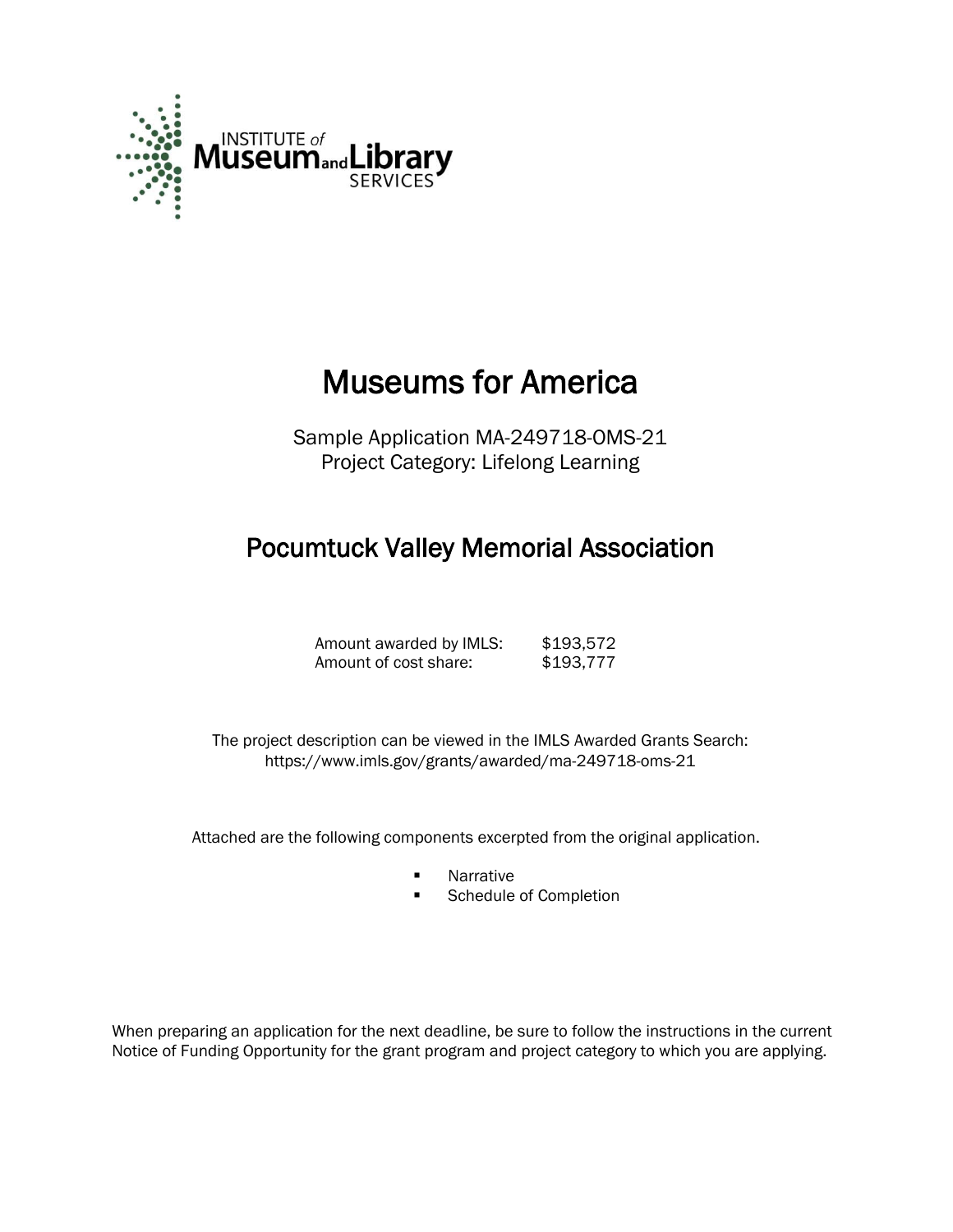INSTITUTE of Museum and Library SERVICES

# Museums for America

Sample Application MA-249718-OMS-21
Project Category: Lifelong Learning

## Pocumtuck Valley Memorial Association

| | |
|---|---|
| Amount awarded by IMLS: | $193,572 |
| Amount of cost share: | $193,777 |

The project description can be viewed in the IMLS Awarded Grants Search:
https://www.imls.gov/grants/awarded/ma-249718-oms-21

Attached are the following components excerpted from the original application.

- Narrative
- Schedule of Completion

When preparing an application for the next deadline, be sure to follow the instructions in the current Notice of Funding Opportunity for the grant program and project category to which you are applying.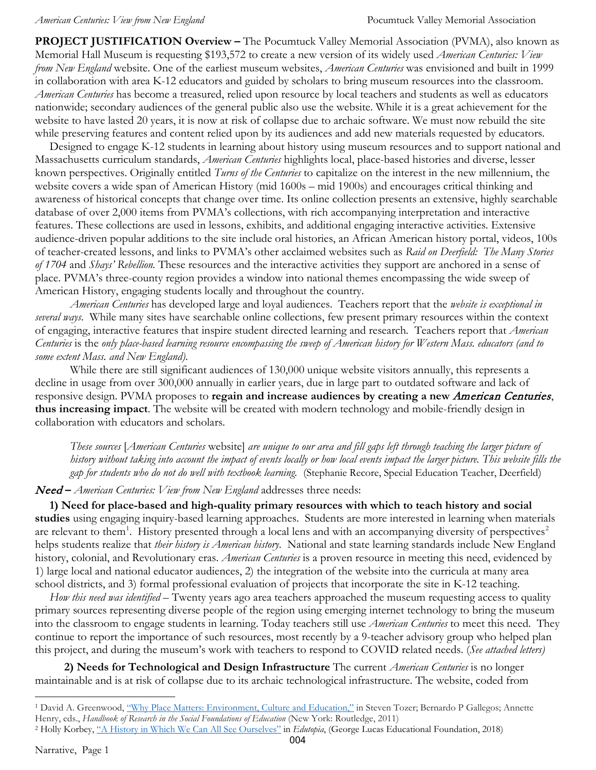**PROJECT JUSTIFICATION Overview –** The Pocumtuck Valley Memorial Association (PVMA), also known as Memorial Hall Museum is requesting $193,572 to create a new version of its widely used *American Centuries: View from New England* website. One of the earliest museum websites, *American Centuries* was envisioned and built in 1999 in collaboration with area K-12 educators and guided by scholars to bring museum resources into the classroom. *American Centuries* has become a treasured, relied upon resource by local teachers and students as well as educators nationwide; secondary audiences of the general public also use the website. While it is a great achievement for the website to have lasted 20 years, it is now at risk of collapse due to archaic software. We must now rebuild the site while preserving features and content relied upon by its audiences and add new materials requested by educators.

Designed to engage K-12 students in learning about history using museum resources and to support national and Massachusetts curriculum standards, *American Centuries* highlights local, place-based histories and diverse, lesser known perspectives. Originally entitled *Turns of the Centuries* to capitalize on the interest in the new millennium, the website covers a wide span of American History (mid 1600s – mid 1900s) and encourages critical thinking and awareness of historical concepts that change over time. Its online collection presents an extensive, highly searchable database of over 2,000 items from PVMA's collections, with rich accompanying interpretation and interactive features. These collections are used in lessons, exhibits, and additional engaging interactive activities. Extensive audience-driven popular additions to the site include oral histories, an African American history portal, videos, 100s of teacher-created lessons, and links to PVMA's other acclaimed websites such as *Raid on Deerfield: The Many Stories of 1704* and *Shays' Rebellion.* These resources and the interactive activities they support are anchored in a sense of place. PVMA's three-county region provides a window into national themes encompassing the wide sweep of American History, engaging students locally and throughout the country.

*American Centuries* has developed large and loyal audiences. Teachers report that the *website is exceptional in several ways*. While many sites have searchable online collections, few present primary resources within the context of engaging, interactive features that inspire student directed learning and research. Teachers report that *American Centuries* is the *only place-based learning resource encompassing the sweep of American history for Western Mass. educators (and to some extent Mass. and New England).*

While there are still significant audiences of 130,000 unique website visitors annually, this represents a decline in usage from over 300,000 annually in earlier years, due in large part to outdated software and lack of responsive design. PVMA proposes to **regain and increase audiences by creating a new *American Centuries*, thus increasing impact**. The website will be created with modern technology and mobile-friendly design in collaboration with educators and scholars.

> *These sources* [*American Centuries* website] *are unique to our area and fill gaps left through teaching the larger picture of history without taking into account the impact of events locally or how local events impact the larger picture. This website fills the gap for students who do not do well with textbook learning.* (Stephanie Recore, Special Education Teacher, Deerfield)

***Need*** **–** *American Centuries: View from New England* addresses three needs:

**1) Need for place-based and high-quality primary resources with which to teach history and social studies** using engaging inquiry-based learning approaches. Students are more interested in learning when materials are relevant to them[1]. History presented through a local lens and with an accompanying diversity of perspectives[2] helps students realize that *their history is American history*. National and state learning standards include New England history, colonial, and Revolutionary eras. *American Centuries* is a proven resource in meeting this need, evidenced by 1) large local and national educator audiences, 2) the integration of the website into the curricula at many area school districts, and 3) formal professional evaluation of projects that incorporate the site in K-12 teaching.

*How this need was identified* – Twenty years ago area teachers approached the museum requesting access to quality primary sources representing diverse people of the region using emerging internet technology to bring the museum into the classroom to engage students in learning. Today teachers still use *American Centuries* to meet this need. They continue to report the importance of such resources, most recently by a 9-teacher advisory group who helped plan this project, and during the museum's work with teachers to respond to COVID related needs. (*See attached letters)*

**2) Needs for Technological and Design Infrastructure** The current *American Centuries* is no longer maintainable and is at risk of collapse due to its archaic technological infrastructure. The website, coded from

---

[1] David A. Greenwood, "Why Place Matters: Environment, Culture and Education," in Steven Tozer; Bernardo P Gallegos; Annette Henry, eds., *Handbook of Research in the Social Foundations of Education* (New York: Routledge, 2011)

[2] Holly Korbey, "A History in Which We Can All See Ourselves" in *Edutopia*, (George Lucas Educational Foundation, 2018)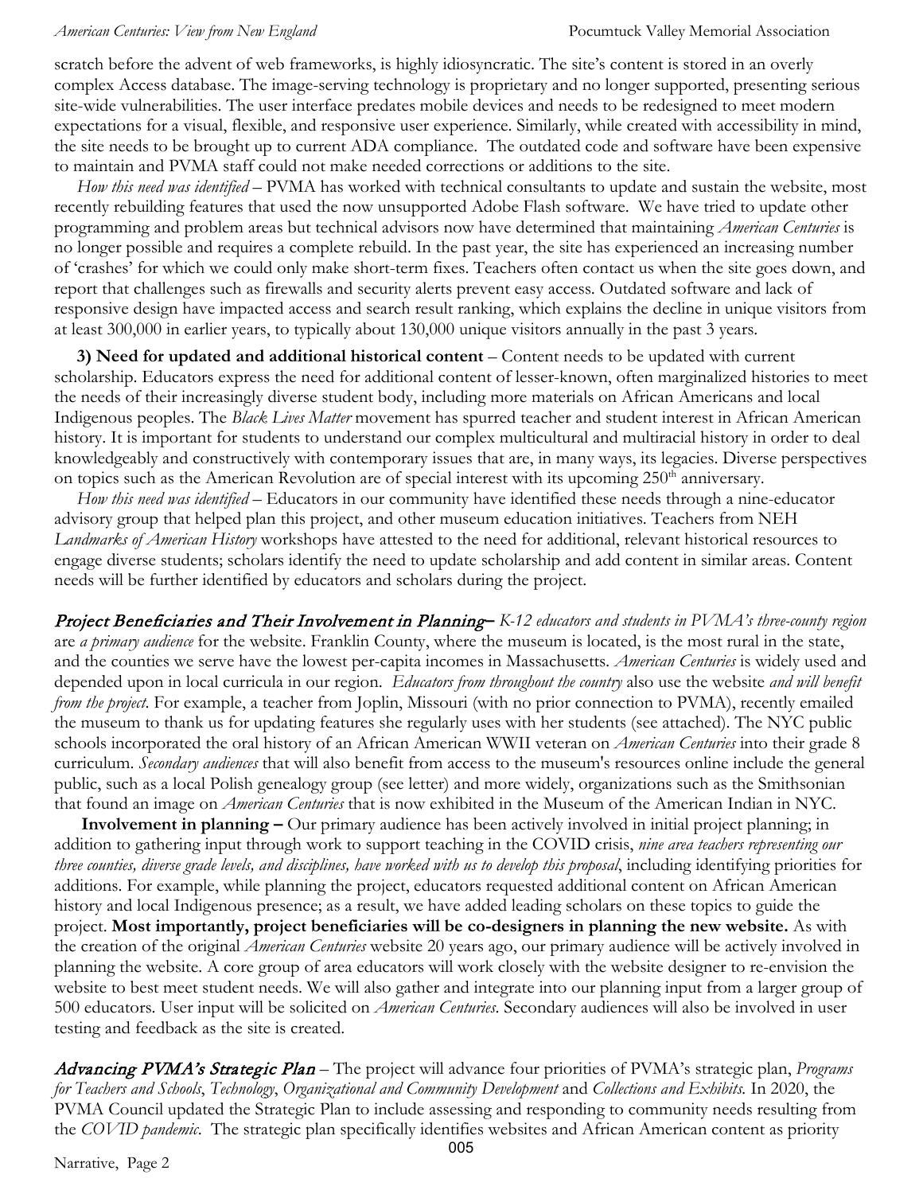scratch before the advent of web frameworks, is highly idiosyncratic. The site's content is stored in an overly complex Access database. The image-serving technology is proprietary and no longer supported, presenting serious site-wide vulnerabilities. The user interface predates mobile devices and needs to be redesigned to meet modern expectations for a visual, flexible, and responsive user experience. Similarly, while created with accessibility in mind, the site needs to be brought up to current ADA compliance. The outdated code and software have been expensive to maintain and PVMA staff could not make needed corrections or additions to the site.

*How this need was identified* – PVMA has worked with technical consultants to update and sustain the website, most recently rebuilding features that used the now unsupported Adobe Flash software. We have tried to update other programming and problem areas but technical advisors now have determined that maintaining *American Centuries* is no longer possible and requires a complete rebuild. In the past year, the site has experienced an increasing number of 'crashes' for which we could only make short-term fixes. Teachers often contact us when the site goes down, and report that challenges such as firewalls and security alerts prevent easy access. Outdated software and lack of responsive design have impacted access and search result ranking, which explains the decline in unique visitors from at least 300,000 in earlier years, to typically about 130,000 unique visitors annually in the past 3 years.

**3) Need for updated and additional historical content** – Content needs to be updated with current scholarship. Educators express the need for additional content of lesser-known, often marginalized histories to meet the needs of their increasingly diverse student body, including more materials on African Americans and local Indigenous peoples. The *Black Lives Matter* movement has spurred teacher and student interest in African American history. It is important for students to understand our complex multicultural and multiracial history in order to deal knowledgeably and constructively with contemporary issues that are, in many ways, its legacies. Diverse perspectives on topics such as the American Revolution are of special interest with its upcoming 250th anniversary.

*How this need was identified* – Educators in our community have identified these needs through a nine-educator advisory group that helped plan this project, and other museum education initiatives. Teachers from NEH *Landmarks of American History* workshops have attested to the need for additional, relevant historical resources to engage diverse students; scholars identify the need to update scholarship and add content in similar areas. Content needs will be further identified by educators and scholars during the project.

***Project Beneficiaries and Their Involvement in Planning*** – *K-12 educators and students in PVMA's three-county region* are *a primary audience* for the website. Franklin County, where the museum is located, is the most rural in the state, and the counties we serve have the lowest per-capita incomes in Massachusetts. *American Centuries* is widely used and depended upon in local curricula in our region. *Educators from throughout the country* also use the website *and will benefit from the project*. For example, a teacher from Joplin, Missouri (with no prior connection to PVMA), recently emailed the museum to thank us for updating features she regularly uses with her students (see attached). The NYC public schools incorporated the oral history of an African American WWII veteran on *American Centuries* into their grade 8 curriculum. *Secondary audiences* that will also benefit from access to the museum's resources online include the general public, such as a local Polish genealogy group (see letter) and more widely, organizations such as the Smithsonian that found an image on *American Centuries* that is now exhibited in the Museum of the American Indian in NYC.

**Involvement in planning –** Our primary audience has been actively involved in initial project planning; in addition to gathering input through work to support teaching in the COVID crisis, *nine area teachers representing our three counties, diverse grade levels, and disciplines, have worked with us to develop this proposal*, including identifying priorities for additions. For example, while planning the project, educators requested additional content on African American history and local Indigenous presence; as a result, we have added leading scholars on these topics to guide the project. **Most importantly, project beneficiaries will be co-designers in planning the new website.** As with the creation of the original *American Centuries* website 20 years ago, our primary audience will be actively involved in planning the website. A core group of area educators will work closely with the website designer to re-envision the website to best meet student needs. We will also gather and integrate into our planning input from a larger group of 500 educators. User input will be solicited on *American Centuries*. Secondary audiences will also be involved in user testing and feedback as the site is created.

***Advancing PVMA's Strategic Plan*** – The project will advance four priorities of PVMA's strategic plan, *Programs for Teachers and Schools*, *Technology*, *Organizational and Community Development* and *Collections and Exhibits.* In 2020, the PVMA Council updated the Strategic Plan to include assessing and responding to community needs resulting from the *COVID pandemic*. The strategic plan specifically identifies websites and African American content as priority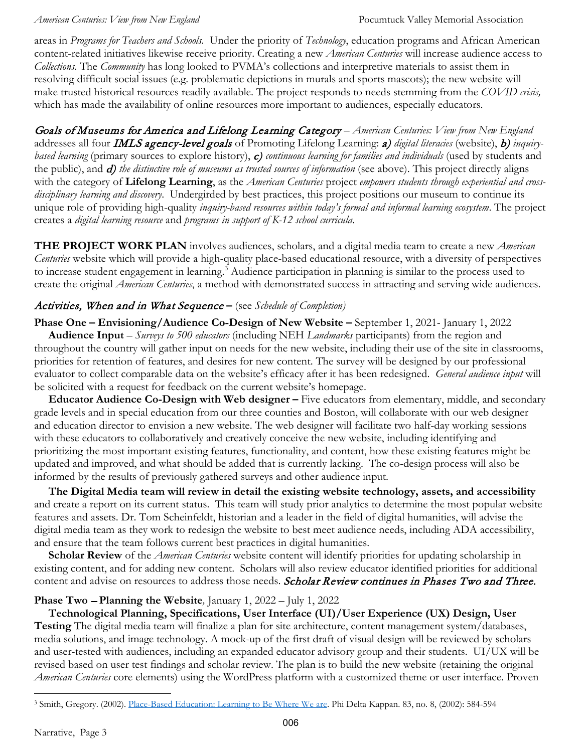areas in *Programs for Teachers and Schools*. Under the priority of *Technology*, education programs and African American content-related initiatives likewise receive priority. Creating a new *American Centuries* will increase audience access to *Collections*. The *Community* has long looked to PVMA's collections and interpretive materials to assist them in resolving difficult social issues (e.g. problematic depictions in murals and sports mascots); the new website will make trusted historical resources readily available. The project responds to needs stemming from the *COVID crisis,* which has made the availability of online resources more important to audiences, especially educators.

***Goals of Museums for America and Lifelong Learning Category*** – *American Centuries: View from New England* addresses all four ***IMLS agency-level goals*** of Promoting Lifelong Learning: ***a)*** *digital literacies* (website), ***b)*** *inquiry-based learning* (primary sources to explore history), ***c)*** *continuous learning for families and individuals* (used by students and the public), and ***d)*** *the distinctive role of museums as trusted sources of information* (see above). This project directly aligns with the category of **Lifelong Learning**, as the *American Centuries* project *empowers students through experiential and cross-disciplinary learning and discovery*. Undergirded by best practices, this project positions our museum to continue its unique role of providing high-quality *inquiry-based resources within today's formal and informal learning ecosystem*. The project creates a *digital learning resource* and *programs in support of K-12 school curricula*.

**THE PROJECT WORK PLAN** involves audiences, scholars, and a digital media team to create a new *American Centuries* website which will provide a high-quality place-based educational resource, with a diversity of perspectives to increase student engagement in learning.[3] Audience participation in planning is similar to the process used to create the original *American Centuries*, a method with demonstrated success in attracting and serving wide audiences.

### *Activities, When and in What Sequence* – (see *Schedule of Completion)*

**Phase One – Envisioning/Audience Co-Design of New Website –** September 1, 2021- January 1, 2022

**Audience Input** – *Surveys to 500 educators* (including NEH *Landmarks* participants) from the region and throughout the country will gather input on needs for the new website, including their use of the site in classrooms, priorities for retention of features, and desires for new content. The survey will be designed by our professional evaluator to collect comparable data on the website's efficacy after it has been redesigned. *General audience input* will be solicited with a request for feedback on the current website's homepage.

**Educator Audience Co-Design with Web designer –** Five educators from elementary, middle, and secondary grade levels and in special education from our three counties and Boston, will collaborate with our web designer and education director to envision a new website. The web designer will facilitate two half-day working sessions with these educators to collaboratively and creatively conceive the new website, including identifying and prioritizing the most important existing features, functionality, and content, how these existing features might be updated and improved, and what should be added that is currently lacking. The co-design process will also be informed by the results of previously gathered surveys and other audience input.

**The Digital Media team will review in detail the existing website technology, assets, and accessibility** and create a report on its current status. This team will study prior analytics to determine the most popular website features and assets. Dr. Tom Scheinfeldt, historian and a leader in the field of digital humanities, will advise the digital media team as they work to redesign the website to best meet audience needs, including ADA accessibility, and ensure that the team follows current best practices in digital humanities.

**Scholar Review** of the *American Centuries* website content will identify priorities for updating scholarship in existing content, and for adding new content. Scholars will also review educator identified priorities for additional content and advise on resources to address those needs. ***Scholar Review continues in Phases Two and Three.***

**Phase Two – Planning the Website***,* January 1, 2022 – July 1, 2022

**Technological Planning, Specifications, User Interface (UI)/User Experience (UX) Design, User Testing** The digital media team will finalize a plan for site architecture, content management system/databases, media solutions, and image technology. A mock-up of the first draft of visual design will be reviewed by scholars and user-tested with audiences, including an expanded educator advisory group and their students. UI/UX will be revised based on user test findings and scholar review. The plan is to build the new website (retaining the original *American Centuries* core elements) using the WordPress platform with a customized theme or user interface. Proven

---

[3] Smith, Gregory. (2002). Place-Based Education: Learning to Be Where We are. Phi Delta Kappan. 83, no. 8, (2002): 584-594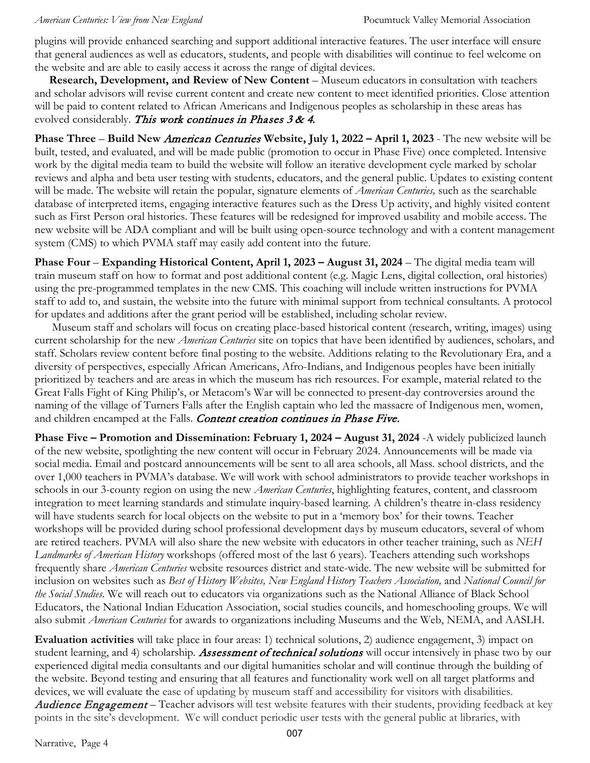plugins will provide enhanced searching and support additional interactive features. The user interface will ensure that general audiences as well as educators, students, and people with disabilities will continue to feel welcome on the website and are able to easily access it across the range of digital devices.

**Research, Development, and Review of New Content** – Museum educators in consultation with teachers and scholar advisors will revise current content and create new content to meet identified priorities. Close attention will be paid to content related to African Americans and Indigenous peoples as scholarship in these areas has evolved considerably. *This work continues in Phases 3 & 4.*

**Phase Three** – **Build New *American Centuries* Website, July 1, 2022 – April 1, 2023** - The new website will be built, tested, and evaluated, and will be made public (promotion to occur in Phase Five) once completed. Intensive work by the digital media team to build the website will follow an iterative development cycle marked by scholar reviews and alpha and beta user testing with students, educators, and the general public. Updates to existing content will be made. The website will retain the popular, signature elements of *American Centuries,* such as the searchable database of interpreted items, engaging interactive features such as the Dress Up activity, and highly visited content such as First Person oral histories. These features will be redesigned for improved usability and mobile access. The new website will be ADA compliant and will be built using open-source technology and with a content management system (CMS) to which PVMA staff may easily add content into the future.

**Phase Four** – **Expanding Historical Content, April 1, 2023 – August 31, 2024** – The digital media team will train museum staff on how to format and post additional content (e.g. Magic Lens, digital collection, oral histories) using the pre-programmed templates in the new CMS. This coaching will include written instructions for PVMA staff to add to, and sustain, the website into the future with minimal support from technical consultants. A protocol for updates and additions after the grant period will be established, including scholar review.

Museum staff and scholars will focus on creating place-based historical content (research, writing, images) using current scholarship for the new *American Centuries* site on topics that have been identified by audiences, scholars, and staff. Scholars review content before final posting to the website. Additions relating to the Revolutionary Era, and a diversity of perspectives, especially African Americans, Afro-Indians, and Indigenous peoples have been initially prioritized by teachers and are areas in which the museum has rich resources. For example, material related to the Great Falls Fight of King Philip's, or Metacom's War will be connected to present-day controversies around the naming of the village of Turners Falls after the English captain who led the massacre of Indigenous men, women, and children encamped at the Falls. *Content creation continues in Phase Five.*

**Phase Five – Promotion and Dissemination: February 1, 2024 – August 31, 2024** -A widely publicized launch of the new website, spotlighting the new content will occur in February 2024. Announcements will be made via social media. Email and postcard announcements will be sent to all area schools, all Mass. school districts, and the over 1,000 teachers in PVMA's database. We will work with school administrators to provide teacher workshops in schools in our 3-county region on using the new *American Centuries*, highlighting features, content, and classroom integration to meet learning standards and stimulate inquiry-based learning. A children's theatre in-class residency will have students search for local objects on the website to put in a 'memory box' for their towns. Teacher workshops will be provided during school professional development days by museum educators, several of whom are retired teachers. PVMA will also share the new website with educators in other teacher training, such as *NEH Landmarks of American History* workshops (offered most of the last 6 years). Teachers attending such workshops frequently share *American Centuries* website resources district and state-wide. The new website will be submitted for inclusion on websites such as *Best of History Websites, New England History Teachers Association,* and *National Council for the Social Studies*. We will reach out to educators via organizations such as the National Alliance of Black School Educators, the National Indian Education Association, social studies councils, and homeschooling groups. We will also submit *American Centuries* for awards to organizations including Museums and the Web, NEMA, and AASLH.

**Evaluation activities** will take place in four areas: 1) technical solutions, 2) audience engagement, 3) impact on student learning, and 4) scholarship. ***Assessment of technical solutions*** will occur intensively in phase two by our experienced digital media consultants and our digital humanities scholar and will continue through the building of the website. Beyond testing and ensuring that all features and functionality work well on all target platforms and devices, we will evaluate the ease of updating by museum staff and accessibility for visitors with disabilities. ***Audience Engagement*** – Teacher advisors will test website features with their students, providing feedback at key points in the site's development. We will conduct periodic user tests with the general public at libraries, with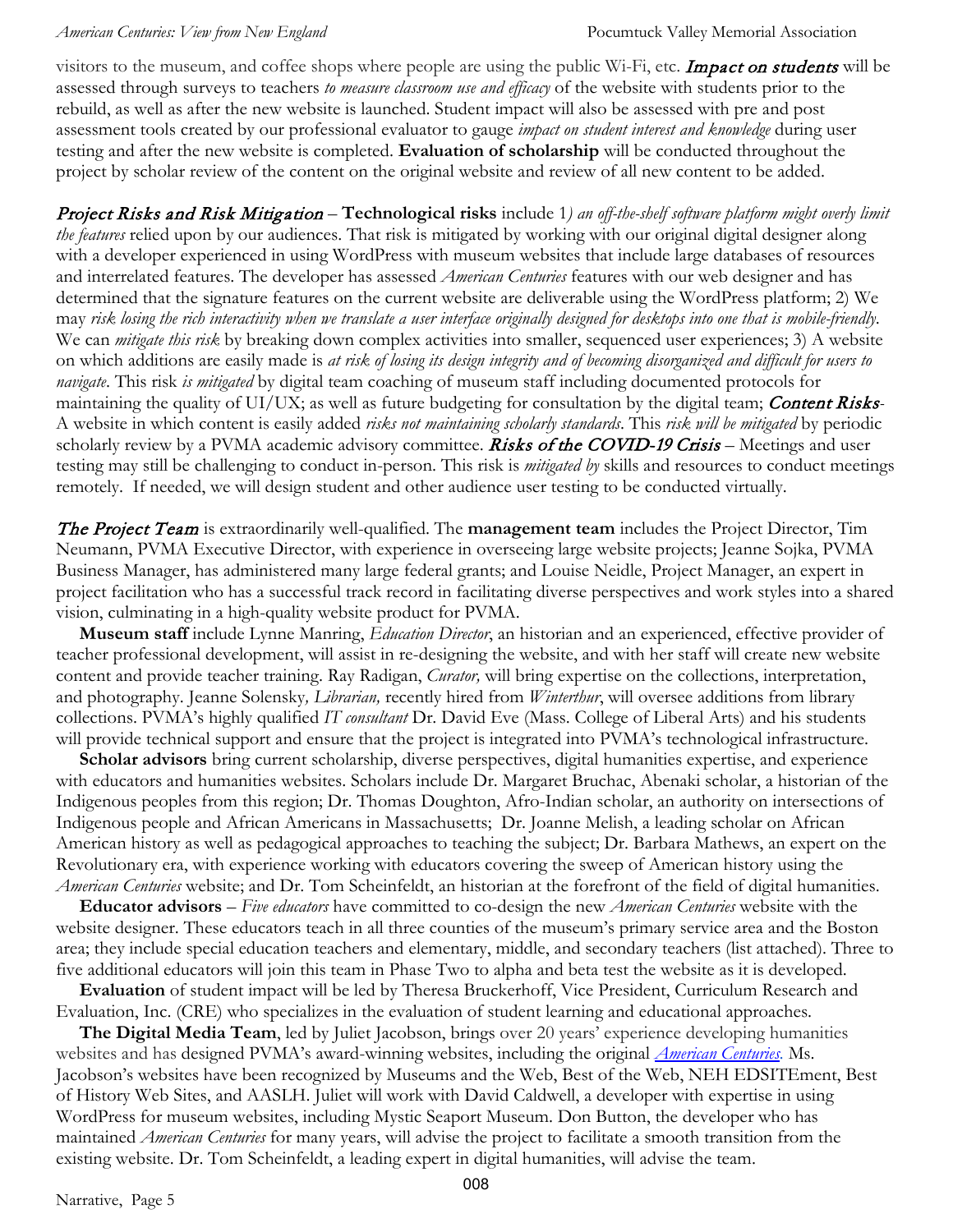visitors to the museum, and coffee shops where people are using the public Wi-Fi, etc. ***Impact on students*** will be assessed through surveys to teachers *to measure classroom use and efficacy* of the website with students prior to the rebuild, as well as after the new website is launched. Student impact will also be assessed with pre and post assessment tools created by our professional evaluator to gauge *impact on student interest and knowledge* during user testing and after the new website is completed. **Evaluation of scholarship** will be conducted throughout the project by scholar review of the content on the original website and review of all new content to be added.

***Project Risks and Risk Mitigation*** – **Technological risks** include 1*) an off-the-shelf software platform might overly limit the features* relied upon by our audiences. That risk is mitigated by working with our original digital designer along with a developer experienced in using WordPress with museum websites that include large databases of resources and interrelated features. The developer has assessed *American Centuries* features with our web designer and has determined that the signature features on the current website are deliverable using the WordPress platform; 2) We may *risk losing the rich interactivity when we translate a user interface originally designed for desktops into one that is mobile-friendly*. We can *mitigate this risk* by breaking down complex activities into smaller, sequenced user experiences; 3) A website on which additions are easily made is *at risk of losing its design integrity and of becoming disorganized and difficult for users to navigate*. This risk *is mitigated* by digital team coaching of museum staff including documented protocols for maintaining the quality of UI/UX; as well as future budgeting for consultation by the digital team; ***Content Risks***- A website in which content is easily added *risks not maintaining scholarly standards*. This *risk will be mitigated* by periodic scholarly review by a PVMA academic advisory committee. ***Risks of the COVID-19 Crisis*** – Meetings and user testing may still be challenging to conduct in-person. This risk is *mitigated by* skills and resources to conduct meetings remotely. If needed, we will design student and other audience user testing to be conducted virtually.

***The Project Team*** is extraordinarily well-qualified. The **management team** includes the Project Director, Tim Neumann, PVMA Executive Director, with experience in overseeing large website projects; Jeanne Sojka, PVMA Business Manager, has administered many large federal grants; and Louise Neidle, Project Manager, an expert in project facilitation who has a successful track record in facilitating diverse perspectives and work styles into a shared vision, culminating in a high-quality website product for PVMA.

**Museum staff** include Lynne Manring, *Education Director*, an historian and an experienced, effective provider of teacher professional development, will assist in re-designing the website, and with her staff will create new website content and provide teacher training. Ray Radigan, *Curator,* will bring expertise on the collections, interpretation, and photography. Jeanne Solensky*, Librarian,* recently hired from *Winterthur*, will oversee additions from library collections. PVMA's highly qualified *IT consultant* Dr. David Eve (Mass. College of Liberal Arts) and his students will provide technical support and ensure that the project is integrated into PVMA's technological infrastructure.

**Scholar advisors** bring current scholarship, diverse perspectives, digital humanities expertise, and experience with educators and humanities websites. Scholars include Dr. Margaret Bruchac, Abenaki scholar, a historian of the Indigenous peoples from this region; Dr. Thomas Doughton, Afro-Indian scholar, an authority on intersections of Indigenous people and African Americans in Massachusetts; Dr. Joanne Melish, a leading scholar on African American history as well as pedagogical approaches to teaching the subject; Dr. Barbara Mathews, an expert on the Revolutionary era, with experience working with educators covering the sweep of American history using the *American Centuries* website; and Dr. Tom Scheinfeldt, an historian at the forefront of the field of digital humanities.

**Educator advisors** – *Five educators* have committed to co-design the new *American Centuries* website with the website designer. These educators teach in all three counties of the museum's primary service area and the Boston area; they include special education teachers and elementary, middle, and secondary teachers (list attached). Three to five additional educators will join this team in Phase Two to alpha and beta test the website as it is developed.

**Evaluation** of student impact will be led by Theresa Bruckerhoff, Vice President, Curriculum Research and Evaluation, Inc. (CRE) who specializes in the evaluation of student learning and educational approaches.

**The Digital Media Team**, led by Juliet Jacobson, brings over 20 years' experience developing humanities websites and has designed PVMA's award-winning websites, including the original *American Centuries.* Ms. Jacobson's websites have been recognized by Museums and the Web, Best of the Web, NEH EDSITEment, Best of History Web Sites, and AASLH. Juliet will work with David Caldwell, a developer with expertise in using WordPress for museum websites, including Mystic Seaport Museum. Don Button, the developer who has maintained *American Centuries* for many years, will advise the project to facilitate a smooth transition from the existing website. Dr. Tom Scheinfeldt, a leading expert in digital humanities, will advise the team.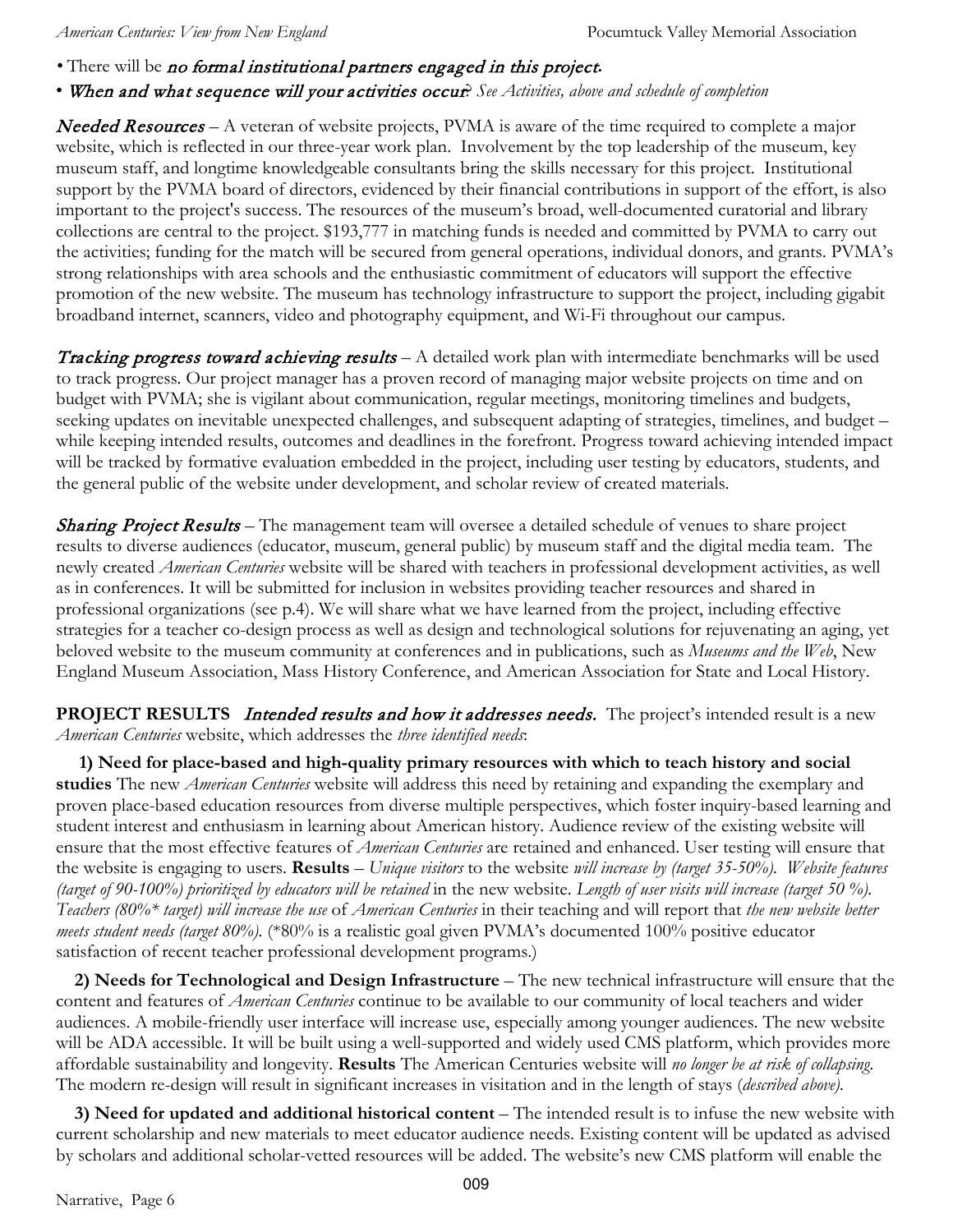- There will be *no formal institutional partners engaged in this project*.
- *When and what sequence will your activities occur*? *See Activities, above and schedule of completion*

***Needed Resources*** – A veteran of website projects, PVMA is aware of the time required to complete a major website, which is reflected in our three-year work plan. Involvement by the top leadership of the museum, key museum staff, and longtime knowledgeable consultants bring the skills necessary for this project. Institutional support by the PVMA board of directors, evidenced by their financial contributions in support of the effort, is also important to the project's success. The resources of the museum's broad, well-documented curatorial and library collections are central to the project. $193,777 in matching funds is needed and committed by PVMA to carry out the activities; funding for the match will be secured from general operations, individual donors, and grants. PVMA's strong relationships with area schools and the enthusiastic commitment of educators will support the effective promotion of the new website. The museum has technology infrastructure to support the project, including gigabit broadband internet, scanners, video and photography equipment, and Wi-Fi throughout our campus.

***Tracking progress toward achieving results*** – A detailed work plan with intermediate benchmarks will be used to track progress. Our project manager has a proven record of managing major website projects on time and on budget with PVMA; she is vigilant about communication, regular meetings, monitoring timelines and budgets, seeking updates on inevitable unexpected challenges, and subsequent adapting of strategies, timelines, and budget – while keeping intended results, outcomes and deadlines in the forefront. Progress toward achieving intended impact will be tracked by formative evaluation embedded in the project, including user testing by educators, students, and the general public of the website under development, and scholar review of created materials.

***Sharing Project Results*** – The management team will oversee a detailed schedule of venues to share project results to diverse audiences (educator, museum, general public) by museum staff and the digital media team. The newly created *American Centuries* website will be shared with teachers in professional development activities, as well as in conferences. It will be submitted for inclusion in websites providing teacher resources and shared in professional organizations (see p.4). We will share what we have learned from the project, including effective strategies for a teacher co-design process as well as design and technological solutions for rejuvenating an aging, yet beloved website to the museum community at conferences and in publications, such as *Museums and the Web*, New England Museum Association, Mass History Conference, and American Association for State and Local History.

**PROJECT RESULTS** *Intended results and how it addresses needs.* The project's intended result is a new *American Centuries* website, which addresses the *three identified needs*:

**1) Need for place-based and high-quality primary resources with which to teach history and social studies** The new *American Centuries* website will address this need by retaining and expanding the exemplary and proven place-based education resources from diverse multiple perspectives, which foster inquiry-based learning and student interest and enthusiasm in learning about American history. Audience review of the existing website will ensure that the most effective features of *American Centuries* are retained and enhanced. User testing will ensure that the website is engaging to users. **Results** – *Unique visitors* to the website *will increase by (target 35-50%). Website features (target of 90-100%) prioritized by educators will be retained* in the new website. *Length of user visits will increase (target 50 %). Teachers (80%\* target) will increase the use* of *American Centuries* in their teaching and will report that *the new website better meets student needs (target 80%).* (\*80% is a realistic goal given PVMA's documented 100% positive educator satisfaction of recent teacher professional development programs.)

**2) Needs for Technological and Design Infrastructure** – The new technical infrastructure will ensure that the content and features of *American Centuries* continue to be available to our community of local teachers and wider audiences. A mobile-friendly user interface will increase use, especially among younger audiences. The new website will be ADA accessible. It will be built using a well-supported and widely used CMS platform, which provides more affordable sustainability and longevity. **Results** The American Centuries website will *no longer be at risk of collapsing*. The modern re-design will result in significant increases in visitation and in the length of stays (*described above).*

**3) Need for updated and additional historical content** – The intended result is to infuse the new website with current scholarship and new materials to meet educator audience needs. Existing content will be updated as advised by scholars and additional scholar-vetted resources will be added. The website's new CMS platform will enable the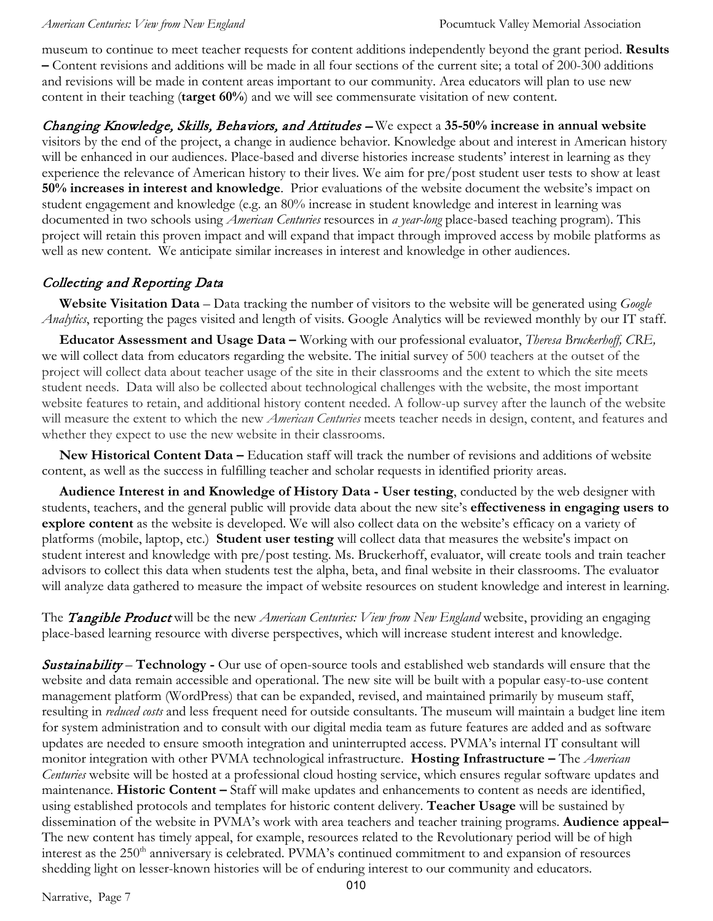museum to continue to meet teacher requests for content additions independently beyond the grant period. **Results –** Content revisions and additions will be made in all four sections of the current site; a total of 200-300 additions and revisions will be made in content areas important to our community. Area educators will plan to use new content in their teaching (**target 60%**) and we will see commensurate visitation of new content.

*Changing Knowledge, Skills, Behaviors, and Attitudes –* We expect a **35-50% increase in annual website** visitors by the end of the project, a change in audience behavior. Knowledge about and interest in American history will be enhanced in our audiences. Place-based and diverse histories increase students' interest in learning as they experience the relevance of American history to their lives. We aim for pre/post student user tests to show at least **50% increases in interest and knowledge**. Prior evaluations of the website document the website's impact on student engagement and knowledge (e.g. an 80% increase in student knowledge and interest in learning was documented in two schools using *American Centuries* resources in *a year-long* place-based teaching program). This project will retain this proven impact and will expand that impact through improved access by mobile platforms as well as new content. We anticipate similar increases in interest and knowledge in other audiences.

## *Collecting and Reporting Data*

**Website Visitation Data** – Data tracking the number of visitors to the website will be generated using *Google Analytics*, reporting the pages visited and length of visits. Google Analytics will be reviewed monthly by our IT staff.

**Educator Assessment and Usage Data –** Working with our professional evaluator, *Theresa Bruckerhoff, CRE,* we will collect data from educators regarding the website. The initial survey of 500 teachers at the outset of the project will collect data about teacher usage of the site in their classrooms and the extent to which the site meets student needs. Data will also be collected about technological challenges with the website, the most important website features to retain, and additional history content needed. A follow-up survey after the launch of the website will measure the extent to which the new *American Centuries* meets teacher needs in design, content, and features and whether they expect to use the new website in their classrooms.

**New Historical Content Data –** Education staff will track the number of revisions and additions of website content, as well as the success in fulfilling teacher and scholar requests in identified priority areas.

**Audience Interest in and Knowledge of History Data - User testing**, conducted by the web designer with students, teachers, and the general public will provide data about the new site's **effectiveness in engaging users to explore content** as the website is developed. We will also collect data on the website's efficacy on a variety of platforms (mobile, laptop, etc.) **Student user testing** will collect data that measures the website's impact on student interest and knowledge with pre/post testing. Ms. Bruckerhoff, evaluator, will create tools and train teacher advisors to collect this data when students test the alpha, beta, and final website in their classrooms. The evaluator will analyze data gathered to measure the impact of website resources on student knowledge and interest in learning.

The ***Tangible Product*** will be the new *American Centuries: View from New England* website, providing an engaging place-based learning resource with diverse perspectives, which will increase student interest and knowledge.

***Sustainability*** – **Technology -** Our use of open-source tools and established web standards will ensure that the website and data remain accessible and operational. The new site will be built with a popular easy-to-use content management platform (WordPress) that can be expanded, revised, and maintained primarily by museum staff, resulting in *reduced costs* and less frequent need for outside consultants. The museum will maintain a budget line item for system administration and to consult with our digital media team as future features are added and as software updates are needed to ensure smooth integration and uninterrupted access. PVMA's internal IT consultant will monitor integration with other PVMA technological infrastructure. **Hosting Infrastructure –** The *American Centuries* website will be hosted at a professional cloud hosting service, which ensures regular software updates and maintenance. **Historic Content –** Staff will make updates and enhancements to content as needs are identified, using established protocols and templates for historic content delivery. **Teacher Usage** will be sustained by dissemination of the website in PVMA's work with area teachers and teacher training programs. **Audience appeal–** The new content has timely appeal, for example, resources related to the Revolutionary period will be of high interest as the 250th anniversary is celebrated. PVMA's continued commitment to and expansion of resources shedding light on lesser-known histories will be of enduring interest to our community and educators.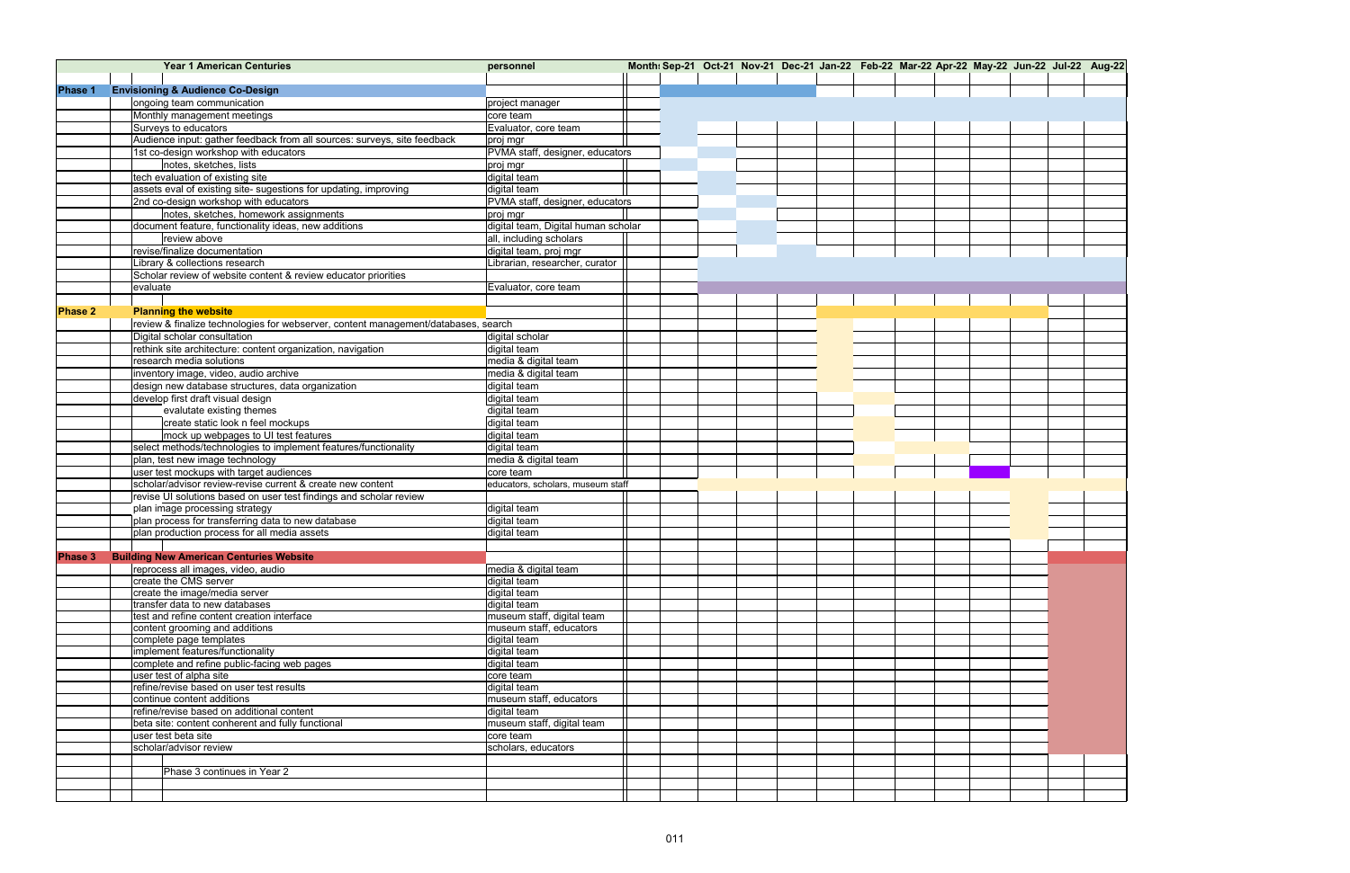| | Year 1 American Centuries | personnel | Month: | Sep-21 | Oct-21 | Nov-21 | Dec-21 | Jan-22 | Feb-22 | Mar-22 | Apr-22 | May-22 | Jun-22 | Jul-22 | Aug-22 |
|---|---|---|---|---|---|---|---|---|---|---|---|---|---|---|---|
| **Phase 1** | **Envisioning & Audience Co-Design** | | | | | | | | | | | | | | |
| | ongoing team communication | project manager | | | | | | | | | | | | | |
| | Monthly management meetings | core team | | | | | | | | | | | | | |
| | Surveys to educators | Evaluator, core team | | | | | | | | | | | | | |
| | Audience input: gather feedback from all sources: surveys, site feedback | proj mgr | | | | | | | | | | | | | |
| | 1st co-design workshop with educators | PVMA staff, designer, educators | | | | | | | | | | | | | |
| | notes, sketches, lists | proj mgr | | | | | | | | | | | | | |
| | tech evaluation of existing site | digital team | | | | | | | | | | | | | |
| | assets eval of existing site- sugestions for updating, improving | digital team | | | | | | | | | | | | | |
| | 2nd co-design workshop with educators | PVMA staff, designer, educators | | | | | | | | | | | | | |
| | notes, sketches, homework assignments | proj mgr | | | | | | | | | | | | | |
| | document feature, functionality ideas, new additions | digital team, Digital human scholar | | | | | | | | | | | | | |
| | review above | all, including scholars | | | | | | | | | | | | | |
| | revise/finalize documentation | digital team, proj mgr | | | | | | | | | | | | | |
| | Library & collections research | Librarian, researcher, curator | | | | | | | | | | | | | |
| | Scholar review of website content & review educator priorities | | | | | | | | | | | | | | |
| | evaluate | Evaluator, core team | | | | | | | | | | | | | |
| **Phase 2** | **Planning the website** | | | | | | | | | | | | | | |
| | review & finalize technologies for webserver, content management/databases, search | | | | | | | | | | | | | | |
| | Digital scholar consultation | digital scholar | | | | | | | | | | | | | |
| | rethink site architecture: content organization, navigation | digital team | | | | | | | | | | | | | |
| | research media solutions | media & digital team | | | | | | | | | | | | | |
| | inventory image, video, audio archive | media & digital team | | | | | | | | | | | | | |
| | design new database structures, data organization | digital team | | | | | | | | | | | | | |
| | develop first draft visual design | digital team | | | | | | | | | | | | | |
| | evalutate existing themes | digital team | | | | | | | | | | | | | |
| | create static look n feel mockups | digital team | | | | | | | | | | | | | |
| | mock up webpages to UI test features | digital team | | | | | | | | | | | | | |
| | select methods/technologies to implement features/functionality | digital team | | | | | | | | | | | | | |
| | plan, test new image technology | media & digital team | | | | | | | | | | | | | |
| | user test mockups with target audiences | core team | | | | | | | | | | | | | |
| | scholar/advisor review-revise current & create new content | educators, scholars, museum staff | | | | | | | | | | | | | |
| | revise UI solutions based on user test findings and scholar review | | | | | | | | | | | | | | |
| | plan image processing strategy | digital team | | | | | | | | | | | | | |
| | plan process for transferring data to new database | digital team | | | | | | | | | | | | | |
| | plan production process for all media assets | digital team | | | | | | | | | | | | | |
| **Phase 3** | **Building New American Centuries Website** | | | | | | | | | | | | | | |
| | reprocess all images, video, audio | media & digital team | | | | | | | | | | | | | |
| | create the CMS server | digital team | | | | | | | | | | | | | |
| | create the image/media server | digital team | | | | | | | | | | | | | |
| | transfer data to new databases | digital team | | | | | | | | | | | | | |
| | test and refine content creation interface | museum staff, digital team | | | | | | | | | | | | | |
| | content grooming and additions | museum staff, educators | | | | | | | | | | | | | |
| | complete page templates | digital team | | | | | | | | | | | | | |
| | implement features/functionality | digital team | | | | | | | | | | | | | |
| | complete and refine public-facing web pages | digital team | | | | | | | | | | | | | |
| | user test of alpha site | core team | | | | | | | | | | | | | |
| | refine/revise based on user test results | digital team | | | | | | | | | | | | | |
| | continue content additions | museum staff, educators | | | | | | | | | | | | | |
| | refine/revise based on additional content | digital team | | | | | | | | | | | | | |
| | beta site: content coherent and fully functional | museum staff, digital team | | | | | | | | | | | | | |
| | user test beta site | core team | | | | | | | | | | | | | |
| | scholar/advisor review | scholars, educators | | | | | | | | | | | | | |
| | Phase 3 continues in Year 2 | | | | | | | | | | | | | | |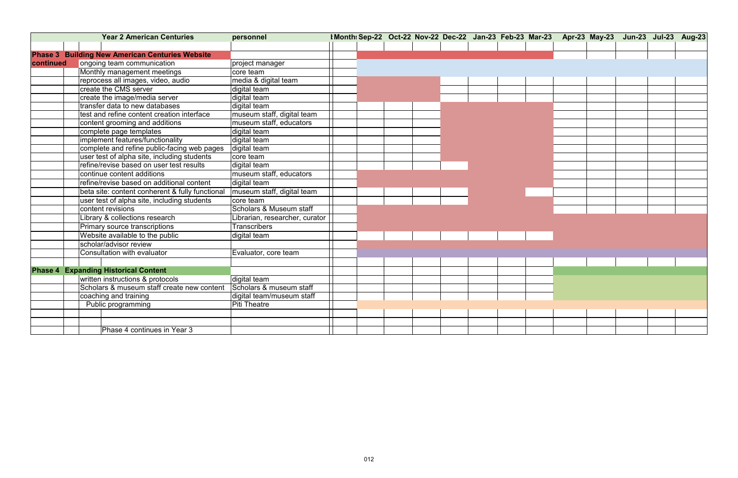| Year 2 American Centuries | | personnel | Months | Sep-22 | Oct-22 | Nov-22 | Dec-22 | Jan-23 | Feb-23 | Mar-23 | Apr-23 | May-23 | Jun-23 | Jul-23 | Aug-23 |
|---|---|---|---|---|---|---|---|---|---|---|---|---|---|---|---|
| **Phase 3** | **Building New American Centuries Website** | | | | | | | | | | | | | | |
| **continued** | ongoing team communication | project manager | | | | | | | | | | | | | |
| | Monthly management meetings | core team | | | | | | | | | | | | | |
| | reprocess all images, video, audio | media & digital team | | | | | | | | | | | | | |
| | create the CMS server | digital team | | | | | | | | | | | | | |
| | create the image/media server | digital team | | | | | | | | | | | | | |
| | transfer data to new databases | digital team | | | | | | | | | | | | | |
| | test and refine content creation interface | museum staff, digital team | | | | | | | | | | | | | |
| | content grooming and additions | museum staff, educators | | | | | | | | | | | | | |
| | complete page templates | digital team | | | | | | | | | | | | | |
| | implement features/functionality | digital team | | | | | | | | | | | | | |
| | complete and refine public-facing web pages | digital team | | | | | | | | | | | | | |
| | user test of alpha site, including students | core team | | | | | | | | | | | | | |
| | refine/revise based on user test results | digital team | | | | | | | | | | | | | |
| | continue content additions | museum staff, educators | | | | | | | | | | | | | |
| | refine/revise based on additional content | digital team | | | | | | | | | | | | | |
| | beta site: content conherent & fully functional | museum staff, digital team | | | | | | | | | | | | | |
| | user test of alpha site, including students | core team | | | | | | | | | | | | | |
| | content revisions | Scholars & Museum staff | | | | | | | | | | | | | |
| | Library & collections research | Librarian, researcher, curator | | | | | | | | | | | | | |
| | Primary source transcriptions | Transcribers | | | | | | | | | | | | | |
| | Website available to the public | digital team | | | | | | | | | | | | | |
| | scholar/advisor review | | | | | | | | | | | | | | |
| | Consultation with evaluator | Evaluator, core team | | | | | | | | | | | | | |
| | | | | | | | | | | | | | | | |
| **Phase 4** | **Expanding Historical Content** | | | | | | | | | | | | | | |
| | written instructions & protocols | digital team | | | | | | | | | | | | | |
| | Scholars & museum staff create new content | Scholars & museum staff | | | | | | | | | | | | | |
| | coaching and training | digital team/museum staff | | | | | | | | | | | | | |
| | Public programming | Piti Theatre | | | | | | | | | | | | | |
| | | | | | | | | | | | | | | | |
| | | | | | | | | | | | | | | | |
| | Phase 4 continues in Year 3 | | | | | | | | | | | | | | |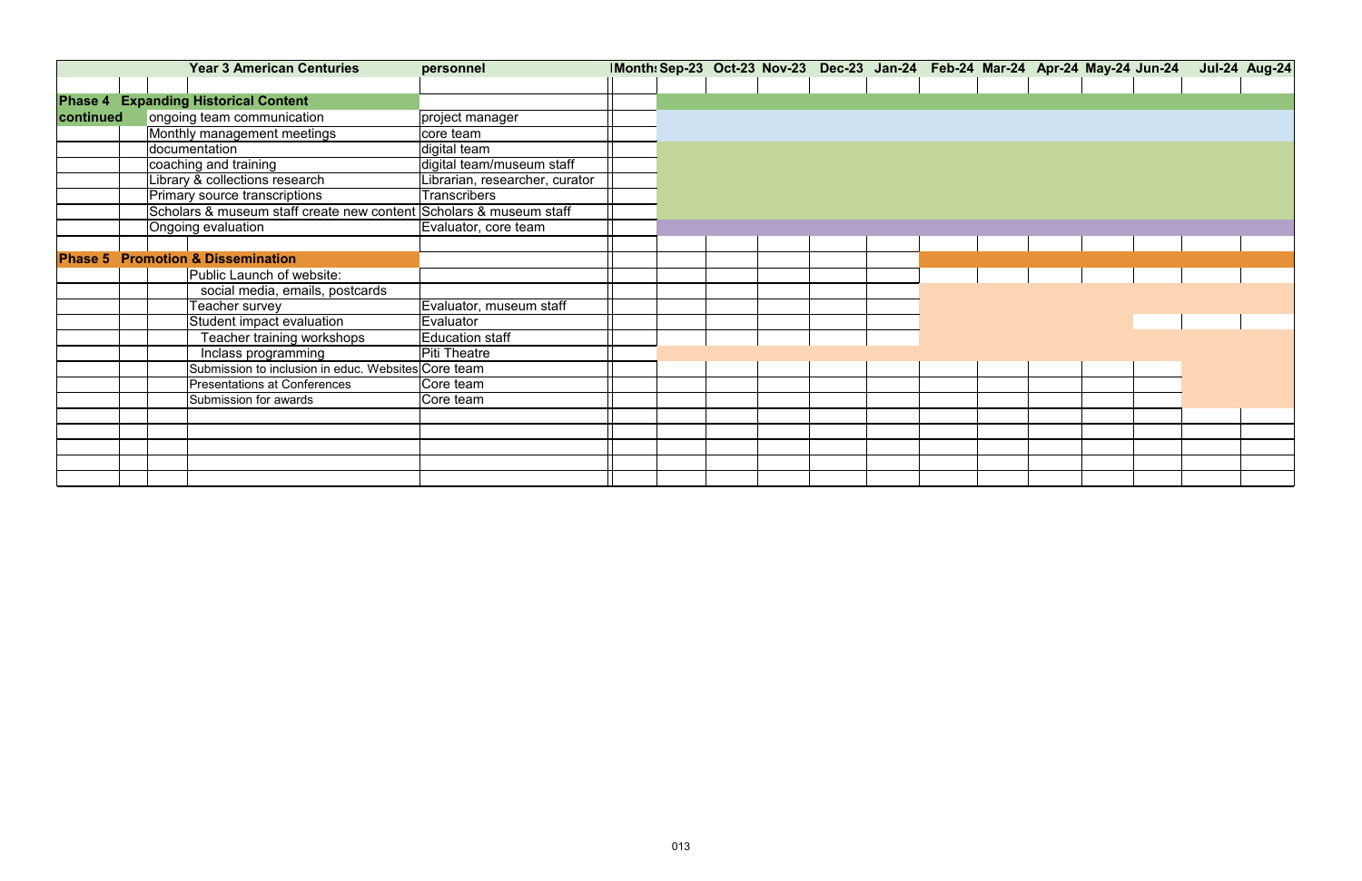| | Year 3 American Centuries | personnel | Months | Sep-23 | Oct-23 | Nov-23 | Dec-23 | Jan-24 | Feb-24 | Mar-24 | Apr-24 | May-24 | Jun-24 | Jul-24 | Aug-24 |
|---|---|---|---|---|---|---|---|---|---|---|---|---|---|---|---|
| **Phase 4** | **Expanding Historical Content** | | | | | | | | | | | | | | |
| **continued** | ongoing team communication | project manager | | | | | | | | | | | | | |
| | Monthly management meetings | core team | | | | | | | | | | | | | |
| | documentation | digital team | | | | | | | | | | | | | |
| | coaching and training | digital team/museum staff | | | | | | | | | | | | | |
| | Library & collections research | Librarian, researcher, curator | | | | | | | | | | | | | |
| | Primary source transcriptions | Transcribers | | | | | | | | | | | | | |
| | Scholars & museum staff create new content | Scholars & museum staff | | | | | | | | | | | | | |
| | Ongoing evaluation | Evaluator, core team | | | | | | | | | | | | | |
| **Phase 5** | **Promotion & Dissemination** | | | | | | | | | | | | | | |
| | Public Launch of website: | | | | | | | | | | | | | | |
| | social media, emails, postcards | | | | | | | | | | | | | | |
| | Teacher survey | Evaluator, museum staff | | | | | | | | | | | | | |
| | Student impact evaluation | Evaluator | | | | | | | | | | | | | |
| | Teacher training workshops | Education staff | | | | | | | | | | | | | |
| | Inclass programming | Piti Theatre | | | | | | | | | | | | | |
| | Submission to inclusion in educ. Websites | Core team | | | | | | | | | | | | | |
| | Presentations at Conferences | Core team | | | | | | | | | | | | | |
| | Submission for awards | Core team | | | | | | | | | | | | | |